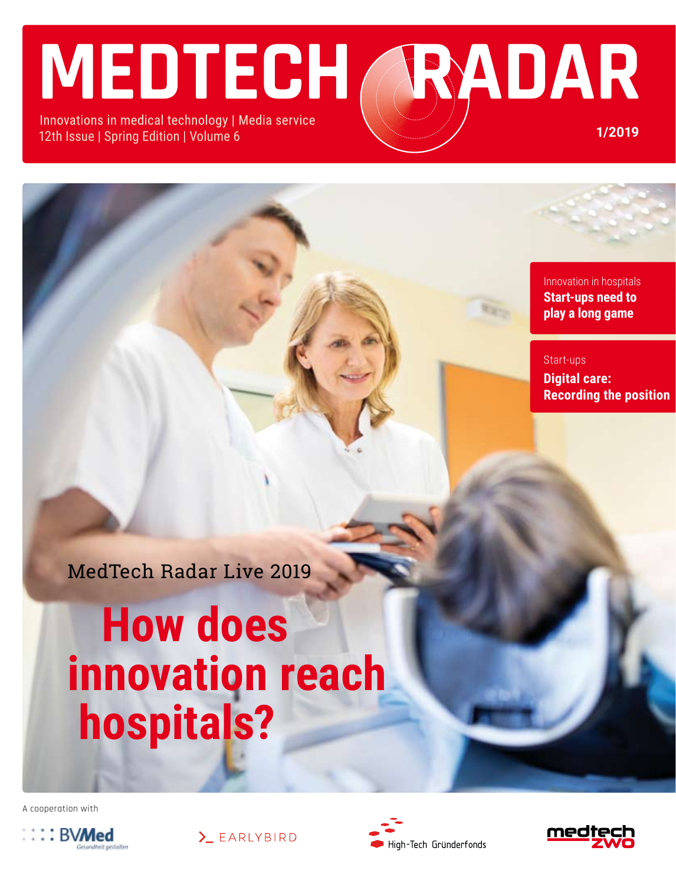# MEDTECH RADAR

Innovations in medical technology | Media service
12th Issue | Spring Edition | Volume 6

1/2019

Innovation in hospitals
**Start-ups need to play a long game**

Start-ups
**Digital care: Recording the position**

MedTech Radar Live 2019

# How does innovation reach hospitals?

A cooperation with

BVMed Gesundheit gestalten

>_ EARLYBIRD

High-Tech Gründerfonds

medtech zwo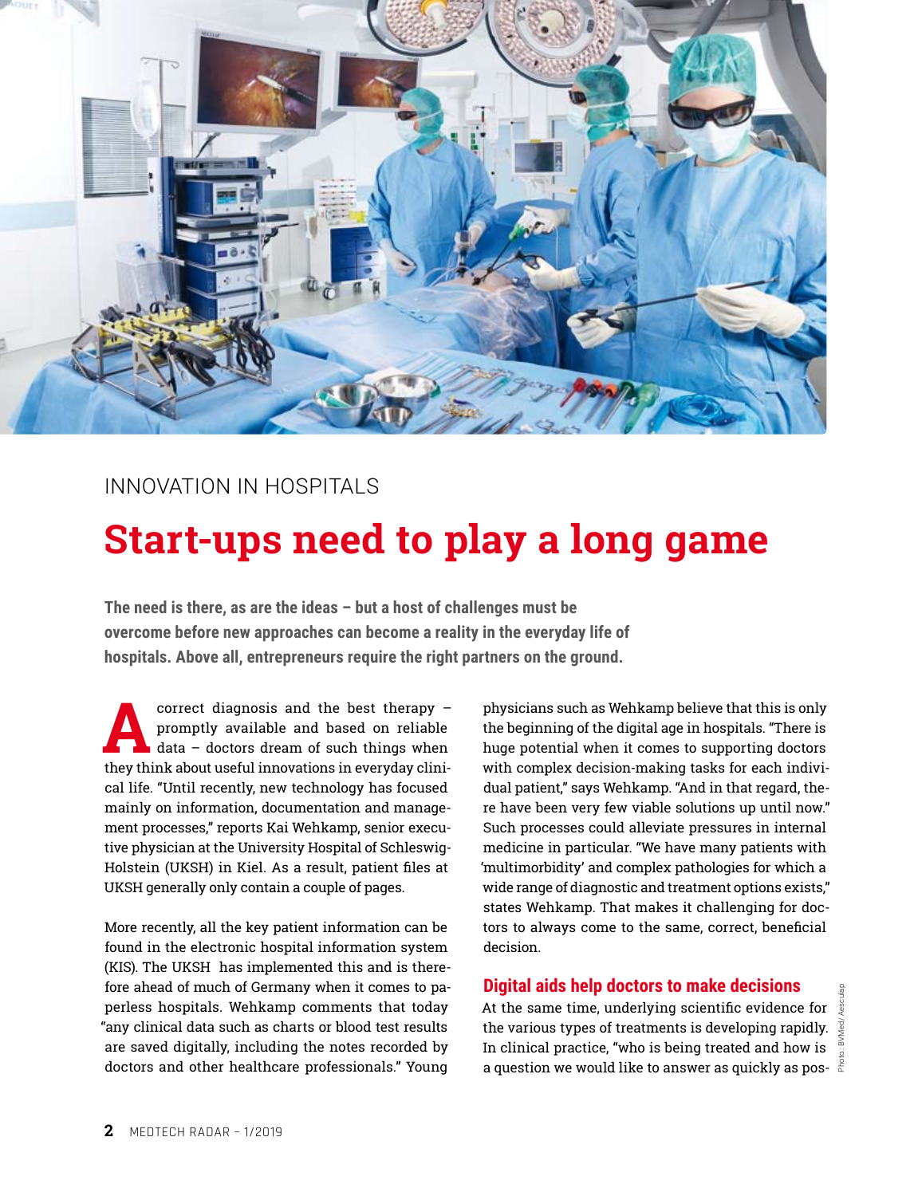INNOVATION IN HOSPITALS

# Start-ups need to play a long game

**The need is there, as are the ideas – but a host of challenges must be overcome before new approaches can become a reality in the everyday life of hospitals. Above all, entrepreneurs require the right partners on the ground.**

A correct diagnosis and the best therapy – promptly available and based on reliable data – doctors dream of such things when they think about useful innovations in everyday clinical life. "Until recently, new technology has focused mainly on information, documentation and management processes," reports Kai Wehkamp, senior executive physician at the University Hospital of Schleswig-Holstein (UKSH) in Kiel. As a result, patient files at UKSH generally only contain a couple of pages.

More recently, all the key patient information can be found in the electronic hospital information system (KIS). The UKSH has implemented this and is therefore ahead of much of Germany when it comes to paperless hospitals. Wehkamp comments that today "any clinical data such as charts or blood test results are saved digitally, including the notes recorded by doctors and other healthcare professionals." Young physicians such as Wehkamp believe that this is only the beginning of the digital age in hospitals. "There is huge potential when it comes to supporting doctors with complex decision-making tasks for each individual patient," says Wehkamp. "And in that regard, there have been very few viable solutions up until now." Such processes could alleviate pressures in internal medicine in particular. "We have many patients with 'multimorbidity' and complex pathologies for which a wide range of diagnostic and treatment options exists," states Wehkamp. That makes it challenging for doctors to always come to the same, correct, beneficial decision.

## Digital aids help doctors to make decisions

At the same time, underlying scientific evidence for the various types of treatments is developing rapidly. In clinical practice, "who is being treated and how is a question we would like to answer as quickly as pos-

Photo: BVMed/ Aesculap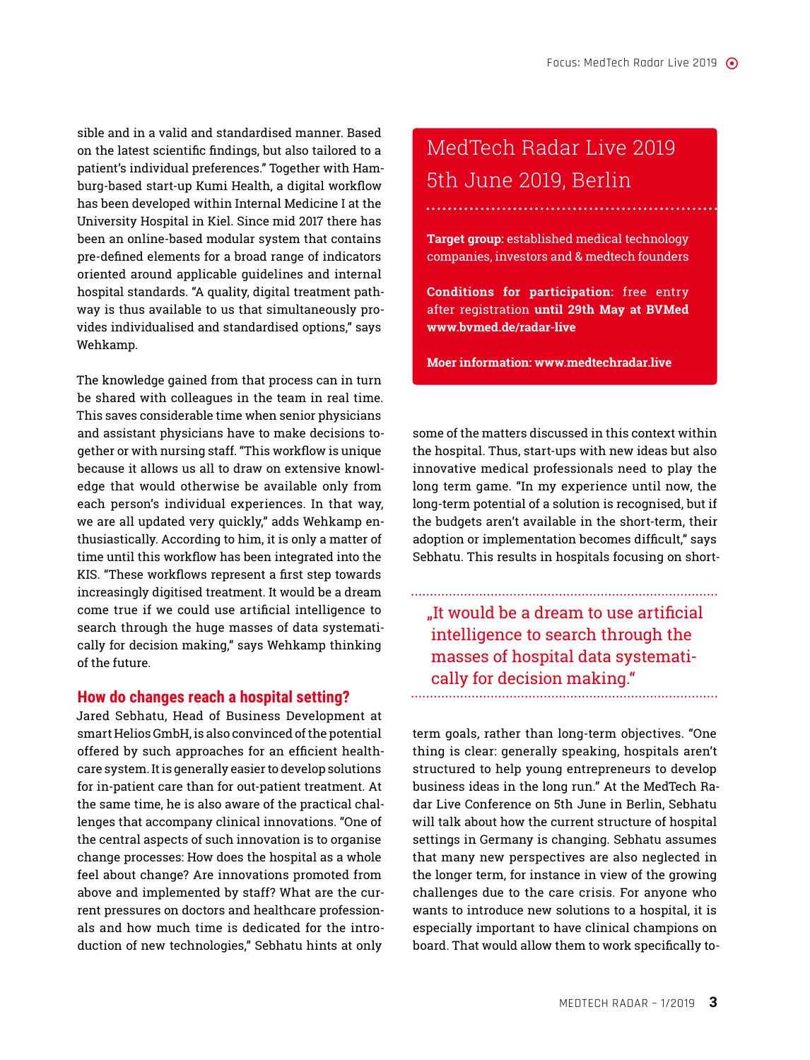sible and in a valid and standardised manner. Based on the latest scientific findings, but also tailored to a patient's individual preferences." Together with Hamburg-based start-up Kumi Health, a digital workflow has been developed within Internal Medicine I at the University Hospital in Kiel. Since mid 2017 there has been an online-based modular system that contains pre-defined elements for a broad range of indicators oriented around applicable guidelines and internal hospital standards. "A quality, digital treatment pathway is thus available to us that simultaneously provides individualised and standardised options," says Wehkamp.

The knowledge gained from that process can in turn be shared with colleagues in the team in real time. This saves considerable time when senior physicians and assistant physicians have to make decisions together or with nursing staff. "This workflow is unique because it allows us all to draw on extensive knowledge that would otherwise be available only from each person's individual experiences. In that way, we are all updated very quickly," adds Wehkamp enthusiastically. According to him, it is only a matter of time until this workflow has been integrated into the KIS. "These workflows represent a first step towards increasingly digitised treatment. It would be a dream come true if we could use artificial intelligence to search through the huge masses of data systematically for decision making," says Wehkamp thinking of the future.

## How do changes reach a hospital setting?

Jared Sebhatu, Head of Business Development at smart Helios GmbH, is also convinced of the potential offered by such approaches for an efficient healthcare system. It is generally easier to develop solutions for in-patient care than for out-patient treatment. At the same time, he is also aware of the practical challenges that accompany clinical innovations. "One of the central aspects of such innovation is to organise change processes: How does the hospital as a whole feel about change? Are innovations promoted from above and implemented by staff? What are the current pressures on doctors and healthcare professionals and how much time is dedicated for the introduction of new technologies," Sebhatu hints at only some of the matters discussed in this context within the hospital. Thus, start-ups with new ideas but also innovative medical professionals need to play the long term game. "In my experience until now, the long-term potential of a solution is recognised, but if the budgets aren't available in the short-term, their adoption or implementation becomes difficult," says Sebhatu. This results in hospitals focusing on short-term goals, rather than long-term objectives. "One thing is clear: generally speaking, hospitals aren't structured to help young entrepreneurs to develop business ideas in the long run." At the MedTech Radar Live Conference on 5th June in Berlin, Sebhatu will talk about how the current structure of hospital settings in Germany is changing. Sebhatu assumes that many new perspectives are also neglected in the longer term, for instance in view of the growing challenges due to the care crisis. For anyone who wants to introduce new solutions to a hospital, it is especially important to have clinical champions on board. That would allow them to work specifically to-

> „It would be a dream to use artificial intelligence to search through the masses of hospital data systematically for decision making."

## MedTech Radar Live 2019
## 5th June 2019, Berlin

**Target group:** established medical technology companies, investors and & medtech founders

**Conditions for participation:** free entry after registration **until 29th May at BVMed www.bvmed.de/radar-live**

**Moer information: www.medtechradar.live**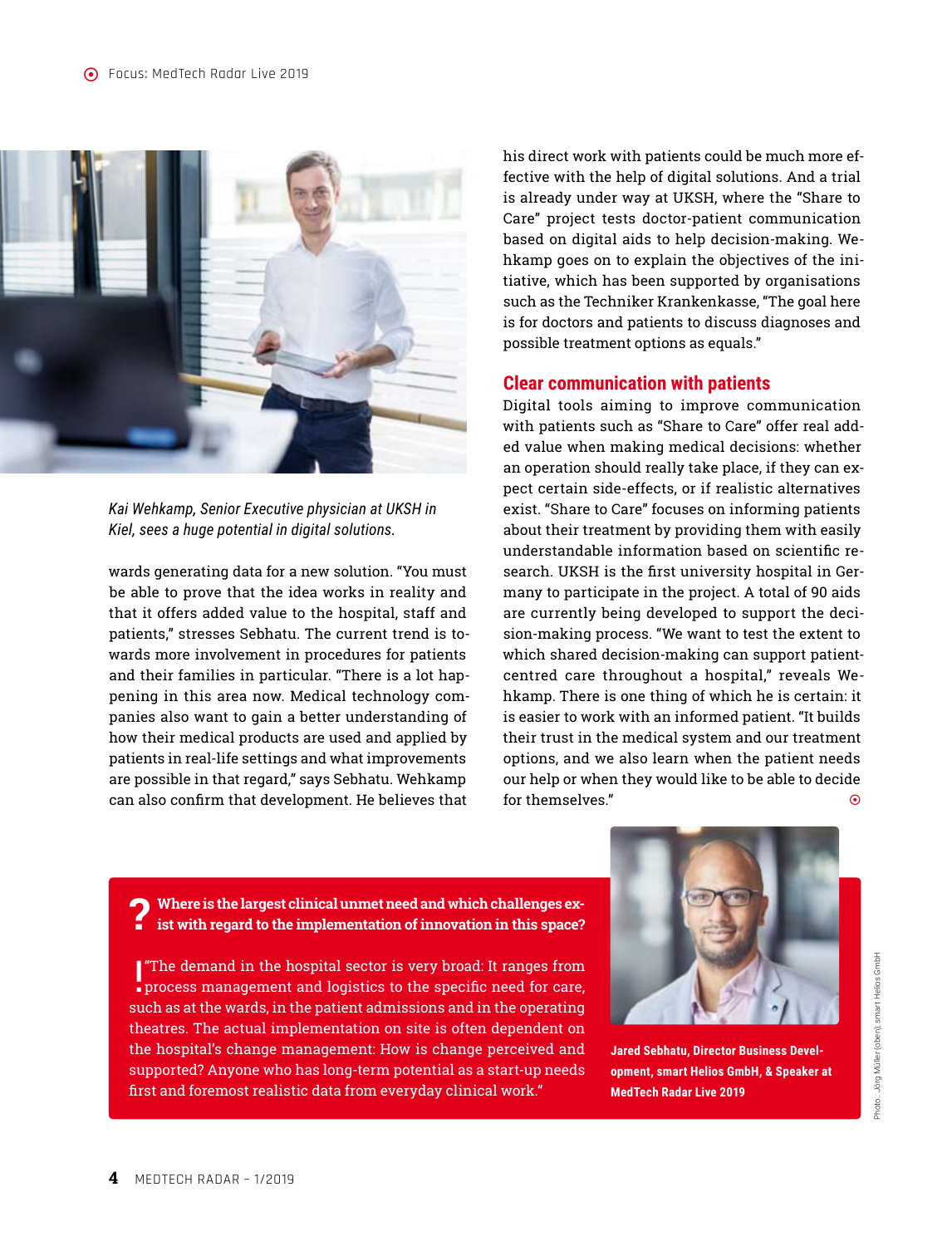*Kai Wehkamp, Senior Executive physician at UKSH in Kiel, sees a huge potential in digital solutions.*

wards generating data for a new solution. "You must be able to prove that the idea works in reality and that it offers added value to the hospital, staff and patients," stresses Sebhatu. The current trend is towards more involvement in procedures for patients and their families in particular. "There is a lot happening in this area now. Medical technology companies also want to gain a better understanding of how their medical products are used and applied by patients in real-life settings and what improvements are possible in that regard," says Sebhatu. Wehkamp can also confirm that development. He believes that his direct work with patients could be much more effective with the help of digital solutions. And a trial is already under way at UKSH, where the "Share to Care" project tests doctor-patient communication based on digital aids to help decision-making. Wehkamp goes on to explain the objectives of the initiative, which has been supported by organisations such as the Techniker Krankenkasse, "The goal here is for doctors and patients to discuss diagnoses and possible treatment options as equals."

## Clear communication with patients

Digital tools aiming to improve communication with patients such as "Share to Care" offer real added value when making medical decisions: whether an operation should really take place, if they can expect certain side-effects, or if realistic alternatives exist. "Share to Care" focuses on informing patients about their treatment by providing them with easily understandable information based on scientific research. UKSH is the first university hospital in Germany to participate in the project. A total of 90 aids are currently being developed to support the decision-making process. "We want to test the extent to which shared decision-making can support patient-centred care throughout a hospital," reveals Wehkamp. There is one thing of which he is certain: it is easier to work with an informed patient. "It builds their trust in the medical system and our treatment options, and we also learn when the patient needs our help or when they would like to be able to decide for themselves."

**? Where is the largest clinical unmet need and which challenges exist with regard to the implementation of innovation in this space?**

**!** "The demand in the hospital sector is very broad: It ranges from process management and logistics to the specific need for care, such as at the wards, in the patient admissions and in the operating theatres. The actual implementation on site is often dependent on the hospital's change management: How is change perceived and supported? Anyone who has long-term potential as a start-up needs first and foremost realistic data from everyday clinical work."

**Jared Sebhatu, Director Business Development, smart Helios GmbH, & Speaker at MedTech Radar Live 2019**

Photo: Jörg Müller (oben); smart Helios GmbH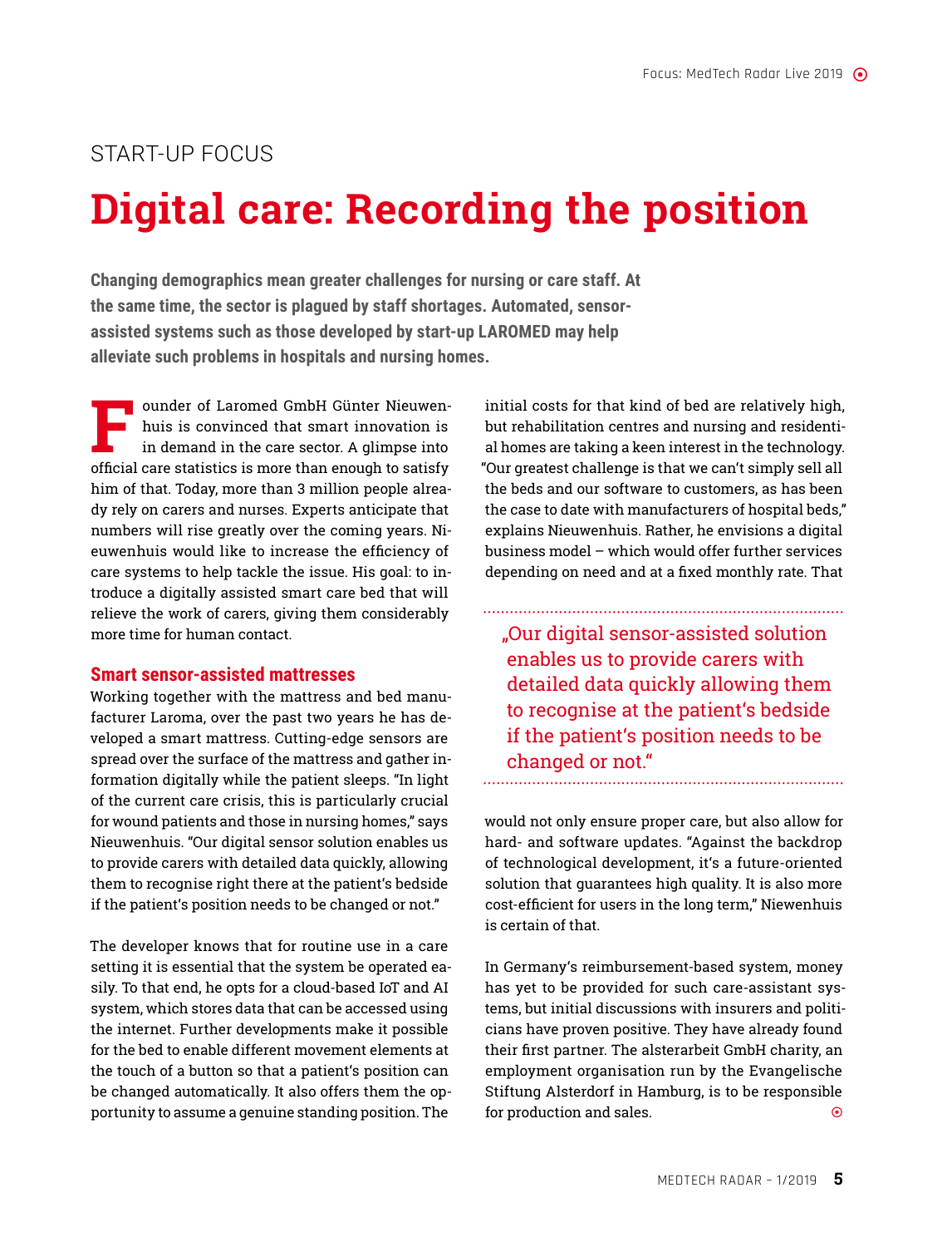START-UP FOCUS

# Digital care: Recording the position

**Changing demographics mean greater challenges for nursing or care staff. At the same time, the sector is plagued by staff shortages. Automated, sensor-assisted systems such as those developed by start-up LAROMED may help alleviate such problems in hospitals and nursing homes.**

Founder of Laromed GmbH Günter Nieuwenhuis is convinced that smart innovation is in demand in the care sector. A glimpse into official care statistics is more than enough to satisfy him of that. Today, more than 3 million people already rely on carers and nurses. Experts anticipate that numbers will rise greatly over the coming years. Nieuwenhuis would like to increase the efficiency of care systems to help tackle the issue. His goal: to introduce a digitally assisted smart care bed that will relieve the work of carers, giving them considerably more time for human contact.

## Smart sensor-assisted mattresses

Working together with the mattress and bed manufacturer Laroma, over the past two years he has developed a smart mattress. Cutting-edge sensors are spread over the surface of the mattress and gather information digitally while the patient sleeps. "In light of the current care crisis, this is particularly crucial for wound patients and those in nursing homes," says Nieuwenhuis. "Our digital sensor solution enables us to provide carers with detailed data quickly, allowing them to recognise right there at the patient's bedside if the patient's position needs to be changed or not."

The developer knows that for routine use in a care setting it is essential that the system be operated easily. To that end, he opts for a cloud-based IoT and AI system, which stores data that can be accessed using the internet. Further developments make it possible for the bed to enable different movement elements at the touch of a button so that a patient's position can be changed automatically. It also offers them the opportunity to assume a genuine standing position. The initial costs for that kind of bed are relatively high, but rehabilitation centres and nursing and residential homes are taking a keen interest in the technology. "Our greatest challenge is that we can't simply sell all the beds and our software to customers, as has been the case to date with manufacturers of hospital beds," explains Nieuwenhuis. Rather, he envisions a digital business model – which would offer further services depending on need and at a fixed monthly rate. That

> „Our digital sensor-assisted solution enables us to provide carers with detailed data quickly allowing them to recognise at the patient's bedside if the patient's position needs to be changed or not."

would not only ensure proper care, but also allow for hard- and software updates. "Against the backdrop of technological development, it's a future-oriented solution that guarantees high quality. It is also more cost-efficient for users in the long term," Niewenhuis is certain of that.

In Germany's reimbursement-based system, money has yet to be provided for such care-assistant systems, but initial discussions with insurers and politicians have proven positive. They have already found their first partner. The alsterarbeit GmbH charity, an employment organisation run by the Evangelische Stiftung Alsterdorf in Hamburg, is to be responsible for production and sales.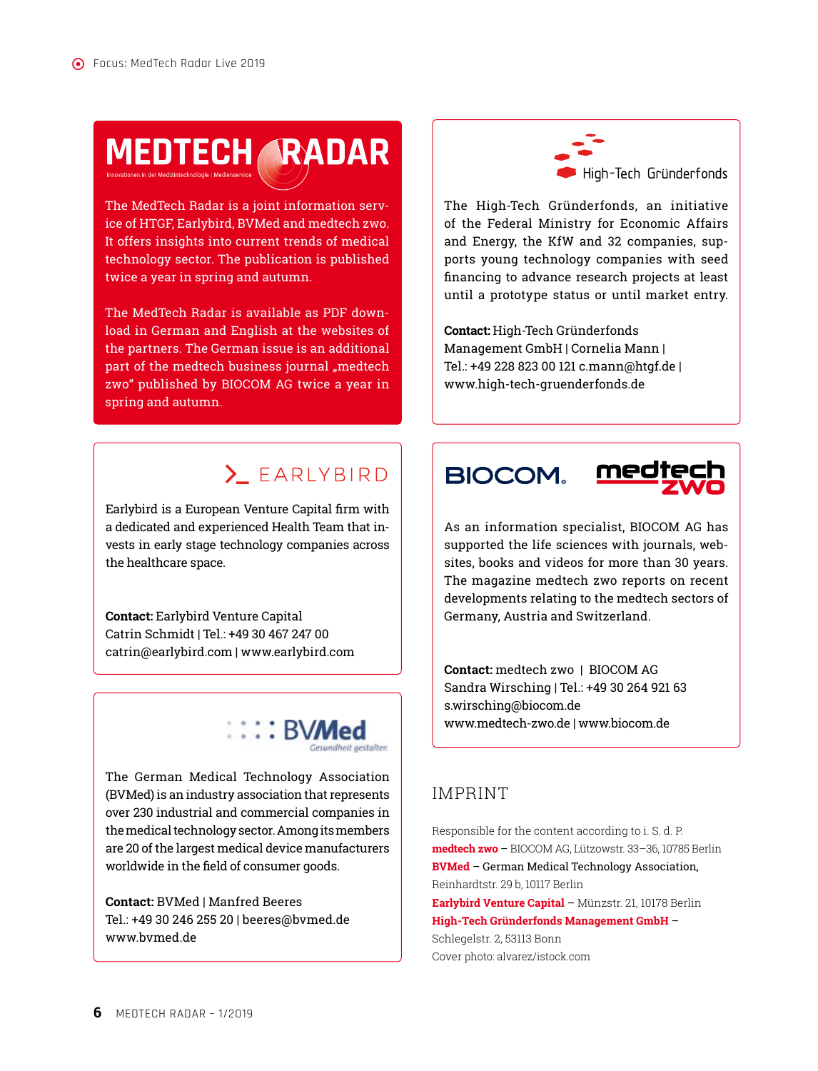## MEDTECH RADAR

Innovationen in der Medizintechnologie | Medienservice

The MedTech Radar is a joint information service of HTGF, Earlybird, BVMed and medtech zwo. It offers insights into current trends of medical technology sector. The publication is published twice a year in spring and autumn.

The MedTech Radar is available as PDF download in German and English at the websites of the partners. The German issue is an additional part of the medtech business journal „medtech zwo" published by BIOCOM AG twice a year in spring and autumn.

## High-Tech Gründerfonds

The High-Tech Gründerfonds, an initiative of the Federal Ministry for Economic Affairs and Energy, the KfW and 32 companies, supports young technology companies with seed financing to advance research projects at least until a prototype status or until market entry.

**Contact:** High-Tech Gründerfonds Management GmbH | Cornelia Mann | Tel.: +49 228 823 00 121 c.mann@htgf.de | www.high-tech-gruenderfonds.de

## EARLYBIRD

Earlybird is a European Venture Capital firm with a dedicated and experienced Health Team that invests in early stage technology companies across the healthcare space.

**Contact:** Earlybird Venture Capital
Catrin Schmidt | Tel.: +49 30 467 247 00
catrin@earlybird.com | www.earlybird.com

## BVMed

*Gesundheit gestalten*

The German Medical Technology Association (BVMed) is an industry association that represents over 230 industrial and commercial companies in the medical technology sector. Among its members are 20 of the largest medical device manufacturers worldwide in the field of consumer goods.

**Contact:** BVMed | Manfred Beeres
Tel.: +49 30 246 255 20 | beeres@bvmed.de
www.bvmed.de

## BIOCOM. medtech zwo

As an information specialist, BIOCOM AG has supported the life sciences with journals, websites, books and videos for more than 30 years. The magazine medtech zwo reports on recent developments relating to the medtech sectors of Germany, Austria and Switzerland.

**Contact:** medtech zwo | BIOCOM AG
Sandra Wirsching | Tel.: +49 30 264 921 63
s.wirsching@biocom.de
www.medtech-zwo.de | www.biocom.de

## IMPRINT

Responsible for the content according to i. S. d. P.
**medtech zwo** – BIOCOM AG, Lützowstr. 33–36, 10785 Berlin
**BVMed** – German Medical Technology Association, Reinhardtstr. 29 b, 10117 Berlin
**Earlybird Venture Capital** – Münzstr. 21, 10178 Berlin
**High-Tech Gründerfonds Management GmbH** – Schlegelstr. 2, 53113 Bonn
Cover photo: alvarez/istock.com